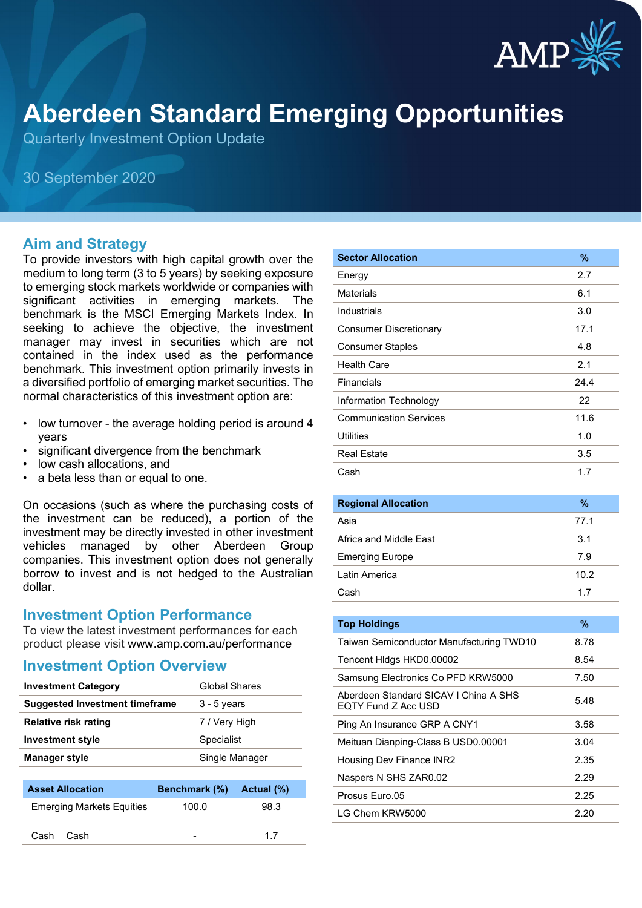# Aberdeen Standard Emerging Opportunities

Quarterly Investment Option Update

30 September 2020

## Aim and Strategy

To provide investors with high capital growth over the medium to long term (3 to 5 years) by seeking exposure to emerging stock markets worldwide or companies with significant activities in emerging markets. The benchmark is the MSCI Emerging Markets Index. In seeking to achieve the objective, the investment manager may invest in securities which are not contained in the index used as the performance benchmark. This investment option primarily invests in a diversified portfolio of emerging market securities. The normal characteristics of this investment option are:

- low turnover - the average holding period is around 4 years
- significant divergence from the benchmark
- low cash allocations, and
- a beta less than or equal to one.

On occasions (such as where the purchasing costs of the investment can be reduced), a portion of the investment may be directly invested in other investment vehicles managed by other Aberdeen Group companies. This investment option does not generally borrow to invest and is not hedged to the Australian dollar.

## Investment Option Performance

To view the latest investment performances for each product please visit www.amp.com.au/performance

## Investment Option Overview

| | |
|---|---|
| **Investment Category** | Global Shares |
| **Suggested Investment timeframe** | 3 - 5 years |
| **Relative risk rating** | 7 / Very High |
| **Investment style** | Specialist |
| **Manager style** | Single Manager |

| Asset Allocation | Benchmark (%) | Actual (%) |
|---|---|---|
| Emerging Markets Equities | 100.0 | 98.3 |
| Cash Cash | - | 1.7 |

| Sector Allocation | % |
|---|---|
| Energy | 2.7 |
| Materials | 6.1 |
| Industrials | 3.0 |
| Consumer Discretionary | 17.1 |
| Consumer Staples | 4.8 |
| Health Care | 2.1 |
| Financials | 24.4 |
| Information Technology | 22 |
| Communication Services | 11.6 |
| Utilities | 1.0 |
| Real Estate | 3.5 |
| Cash | 1.7 |

| Regional Allocation | % |
|---|---|
| Asia | 77.1 |
| Africa and Middle East | 3.1 |
| Emerging Europe | 7.9 |
| Latin America | 10.2 |
| Cash | 1.7 |

| Top Holdings | % |
|---|---|
| Taiwan Semiconductor Manufacturing TWD10 | 8.78 |
| Tencent Hldgs HKD0.00002 | 8.54 |
| Samsung Electronics Co PFD KRW5000 | 7.50 |
| Aberdeen Standard SICAV I China A SHS EQTY Fund Z Acc USD | 5.48 |
| Ping An Insurance GRP A CNY1 | 3.58 |
| Meituan Dianping-Class B USD0.00001 | 3.04 |
| Housing Dev Finance INR2 | 2.35 |
| Naspers N SHS ZAR0.02 | 2.29 |
| Prosus Euro.05 | 2.25 |
| LG Chem KRW5000 | 2.20 |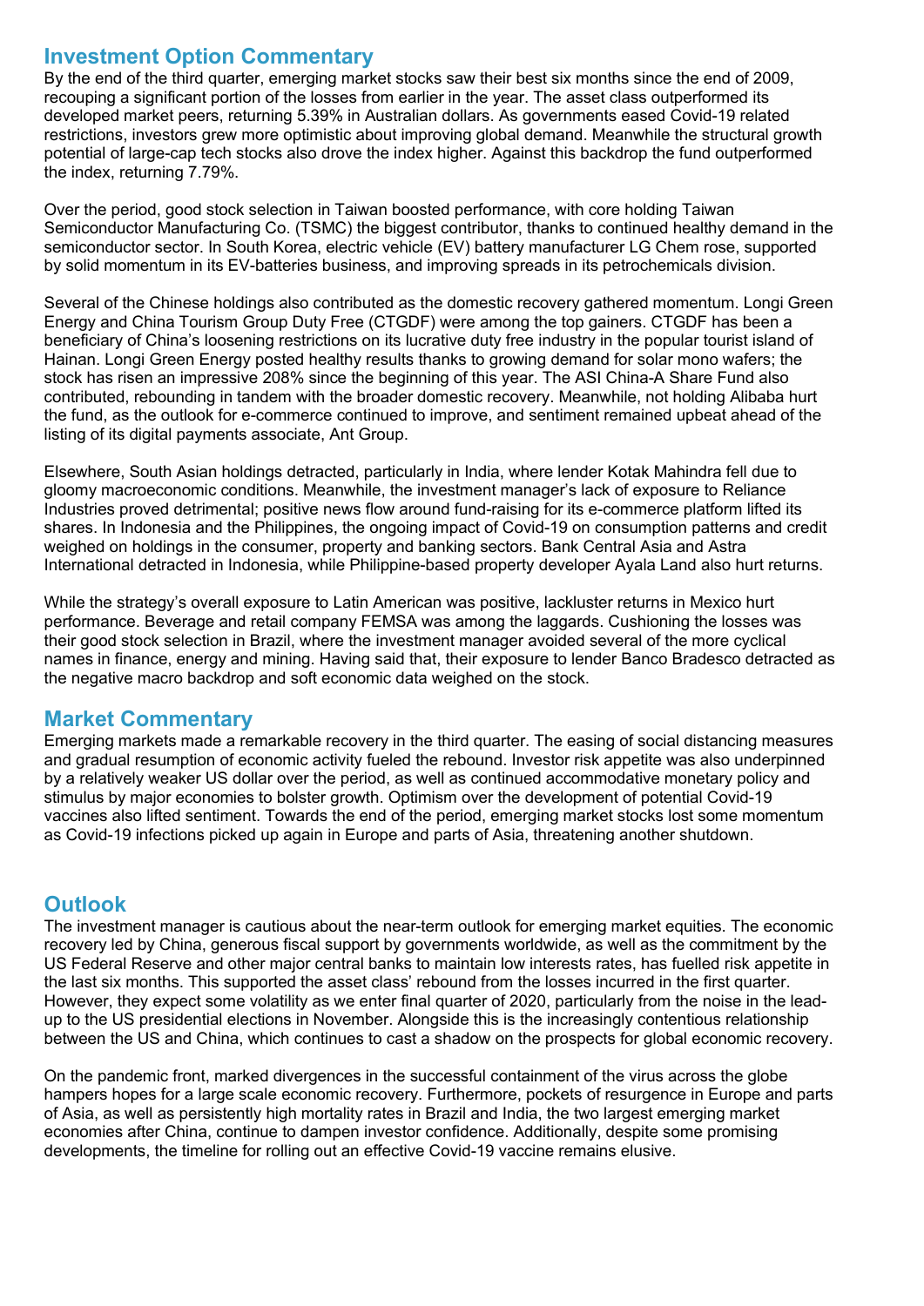## Investment Option Commentary

By the end of the third quarter, emerging market stocks saw their best six months since the end of 2009, recouping a significant portion of the losses from earlier in the year. The asset class outperformed its developed market peers, returning 5.39% in Australian dollars. As governments eased Covid-19 related restrictions, investors grew more optimistic about improving global demand. Meanwhile the structural growth potential of large-cap tech stocks also drove the index higher. Against this backdrop the fund outperformed the index, returning 7.79%.

Over the period, good stock selection in Taiwan boosted performance, with core holding Taiwan Semiconductor Manufacturing Co. (TSMC) the biggest contributor, thanks to continued healthy demand in the semiconductor sector. In South Korea, electric vehicle (EV) battery manufacturer LG Chem rose, supported by solid momentum in its EV-batteries business, and improving spreads in its petrochemicals division.

Several of the Chinese holdings also contributed as the domestic recovery gathered momentum. Longi Green Energy and China Tourism Group Duty Free (CTGDF) were among the top gainers. CTGDF has been a beneficiary of China's loosening restrictions on its lucrative duty free industry in the popular tourist island of Hainan. Longi Green Energy posted healthy results thanks to growing demand for solar mono wafers; the stock has risen an impressive 208% since the beginning of this year. The ASI China-A Share Fund also contributed, rebounding in tandem with the broader domestic recovery. Meanwhile, not holding Alibaba hurt the fund, as the outlook for e-commerce continued to improve, and sentiment remained upbeat ahead of the listing of its digital payments associate, Ant Group.

Elsewhere, South Asian holdings detracted, particularly in India, where lender Kotak Mahindra fell due to gloomy macroeconomic conditions. Meanwhile, the investment manager's lack of exposure to Reliance Industries proved detrimental; positive news flow around fund-raising for its e-commerce platform lifted its shares. In Indonesia and the Philippines, the ongoing impact of Covid-19 on consumption patterns and credit weighed on holdings in the consumer, property and banking sectors. Bank Central Asia and Astra International detracted in Indonesia, while Philippine-based property developer Ayala Land also hurt returns.

While the strategy's overall exposure to Latin American was positive, lackluster returns in Mexico hurt performance. Beverage and retail company FEMSA was among the laggards. Cushioning the losses was their good stock selection in Brazil, where the investment manager avoided several of the more cyclical names in finance, energy and mining. Having said that, their exposure to lender Banco Bradesco detracted as the negative macro backdrop and soft economic data weighed on the stock.

## Market Commentary

Emerging markets made a remarkable recovery in the third quarter. The easing of social distancing measures and gradual resumption of economic activity fueled the rebound. Investor risk appetite was also underpinned by a relatively weaker US dollar over the period, as well as continued accommodative monetary policy and stimulus by major economies to bolster growth. Optimism over the development of potential Covid-19 vaccines also lifted sentiment. Towards the end of the period, emerging market stocks lost some momentum as Covid-19 infections picked up again in Europe and parts of Asia, threatening another shutdown.

## Outlook

The investment manager is cautious about the near-term outlook for emerging market equities. The economic recovery led by China, generous fiscal support by governments worldwide, as well as the commitment by the US Federal Reserve and other major central banks to maintain low interests rates, has fuelled risk appetite in the last six months. This supported the asset class' rebound from the losses incurred in the first quarter. However, they expect some volatility as we enter final quarter of 2020, particularly from the noise in the lead-up to the US presidential elections in November. Alongside this is the increasingly contentious relationship between the US and China, which continues to cast a shadow on the prospects for global economic recovery.

On the pandemic front, marked divergences in the successful containment of the virus across the globe hampers hopes for a large scale economic recovery. Furthermore, pockets of resurgence in Europe and parts of Asia, as well as persistently high mortality rates in Brazil and India, the two largest emerging market economies after China, continue to dampen investor confidence. Additionally, despite some promising developments, the timeline for rolling out an effective Covid-19 vaccine remains elusive.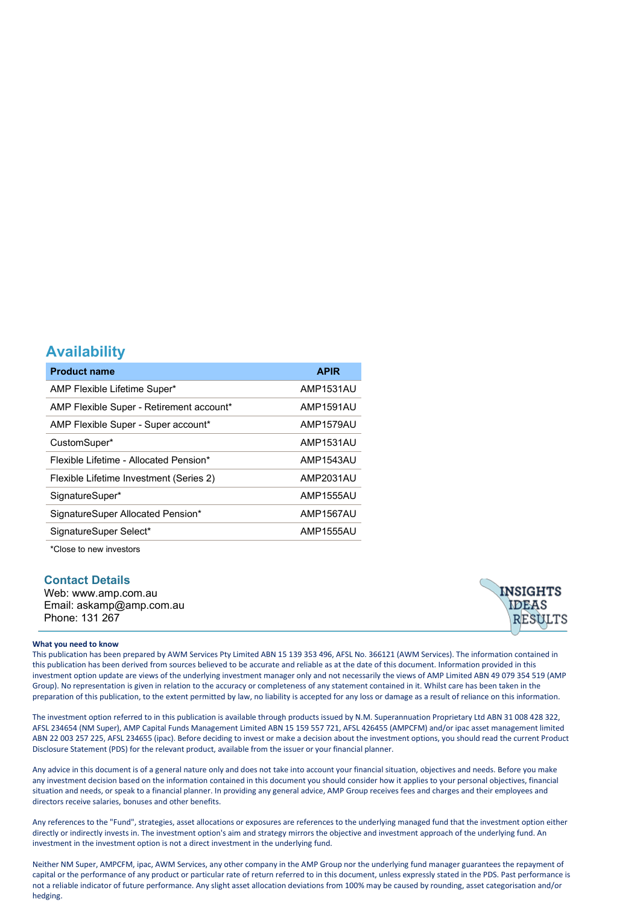## Availability

| Product name | APIR |
|---|---|
| AMP Flexible Lifetime Super* | AMP1531AU |
| AMP Flexible Super - Retirement account* | AMP1591AU |
| AMP Flexible Super - Super account* | AMP1579AU |
| CustomSuper* | AMP1531AU |
| Flexible Lifetime - Allocated Pension* | AMP1543AU |
| Flexible Lifetime Investment (Series 2) | AMP2031AU |
| SignatureSuper* | AMP1555AU |
| SignatureSuper Allocated Pension* | AMP1567AU |
| SignatureSuper Select* | AMP1555AU |

*Close to new investors

## Contact Details

Web: www.amp.com.au
Email: askamp@amp.com.au
Phone: 131 267

INSIGHTS
IDEAS
RESULTS

**What you need to know**

This publication has been prepared by AWM Services Pty Limited ABN 15 139 353 496, AFSL No. 366121 (AWM Services). The information contained in this publication has been derived from sources believed to be accurate and reliable as at the date of this document. Information provided in this investment option update are views of the underlying investment manager only and not necessarily the views of AMP Limited ABN 49 079 354 519 (AMP Group). No representation is given in relation to the accuracy or completeness of any statement contained in it. Whilst care has been taken in the preparation of this publication, to the extent permitted by law, no liability is accepted for any loss or damage as a result of reliance on this information.

The investment option referred to in this publication is available through products issued by N.M. Superannuation Proprietary Ltd ABN 31 008 428 322, AFSL 234654 (NM Super), AMP Capital Funds Management Limited ABN 15 159 557 721, AFSL 426455 (AMPCFM) and/or ipac asset management limited ABN 22 003 257 225, AFSL 234655 (ipac). Before deciding to invest or make a decision about the investment options, you should read the current Product Disclosure Statement (PDS) for the relevant product, available from the issuer or your financial planner.

Any advice in this document is of a general nature only and does not take into account your financial situation, objectives and needs. Before you make any investment decision based on the information contained in this document you should consider how it applies to your personal objectives, financial situation and needs, or speak to a financial planner. In providing any general advice, AMP Group receives fees and charges and their employees and directors receive salaries, bonuses and other benefits.

Any references to the "Fund", strategies, asset allocations or exposures are references to the underlying managed fund that the investment option either directly or indirectly invests in. The investment option's aim and strategy mirrors the objective and investment approach of the underlying fund. An investment in the investment option is not a direct investment in the underlying fund.

Neither NM Super, AMPCFM, ipac, AWM Services, any other company in the AMP Group nor the underlying fund manager guarantees the repayment of capital or the performance of any product or particular rate of return referred to in this document, unless expressly stated in the PDS. Past performance is not a reliable indicator of future performance. Any slight asset allocation deviations from 100% may be caused by rounding, asset categorisation and/or hedging.